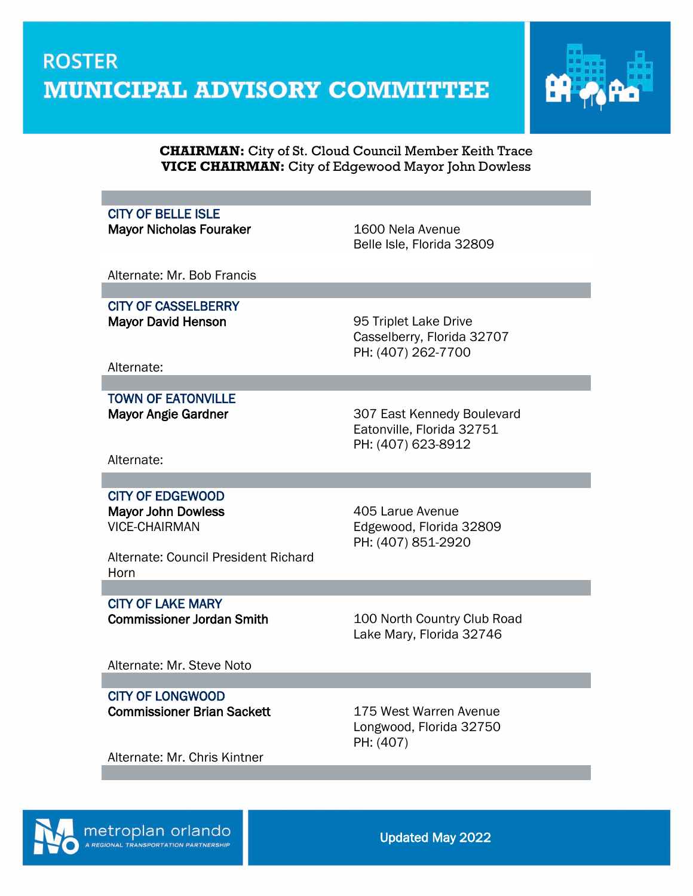# ROSTER
# MUNICIPAL ADVISORY COMMITTEE

**CHAIRMAN:** City of St. Cloud Council Member Keith Trace
**VICE CHAIRMAN:** City of Edgewood Mayor John Dowless

---

### CITY OF BELLE ISLE

**Mayor Nicholas Fouraker**

1600 Nela Avenue
Belle Isle, Florida 32809

Alternate: Mr. Bob Francis

---

### CITY OF CASSELBERRY

**Mayor David Henson**

95 Triplet Lake Drive
Casselberry, Florida 32707
PH: (407) 262-7700

Alternate:

---

### TOWN OF EATONVILLE

**Mayor Angie Gardner**

307 East Kennedy Boulevard
Eatonville, Florida 32751
PH: (407) 623-8912

Alternate:

---

### CITY OF EDGEWOOD

**Mayor John Dowless**
VICE-CHAIRMAN

405 Larue Avenue
Edgewood, Florida 32809
PH: (407) 851-2920

Alternate: Council President Richard Horn

---

### CITY OF LAKE MARY

**Commissioner Jordan Smith**

100 North Country Club Road
Lake Mary, Florida 32746

Alternate: Mr. Steve Noto

---

### CITY OF LONGWOOD

**Commissioner Brian Sackett**

175 West Warren Avenue
Longwood, Florida 32750
PH: (407)

Alternate: Mr. Chris Kintner

---

metroplan orlando
A REGIONAL TRANSPORTATION PARTNERSHIP

Updated May 2022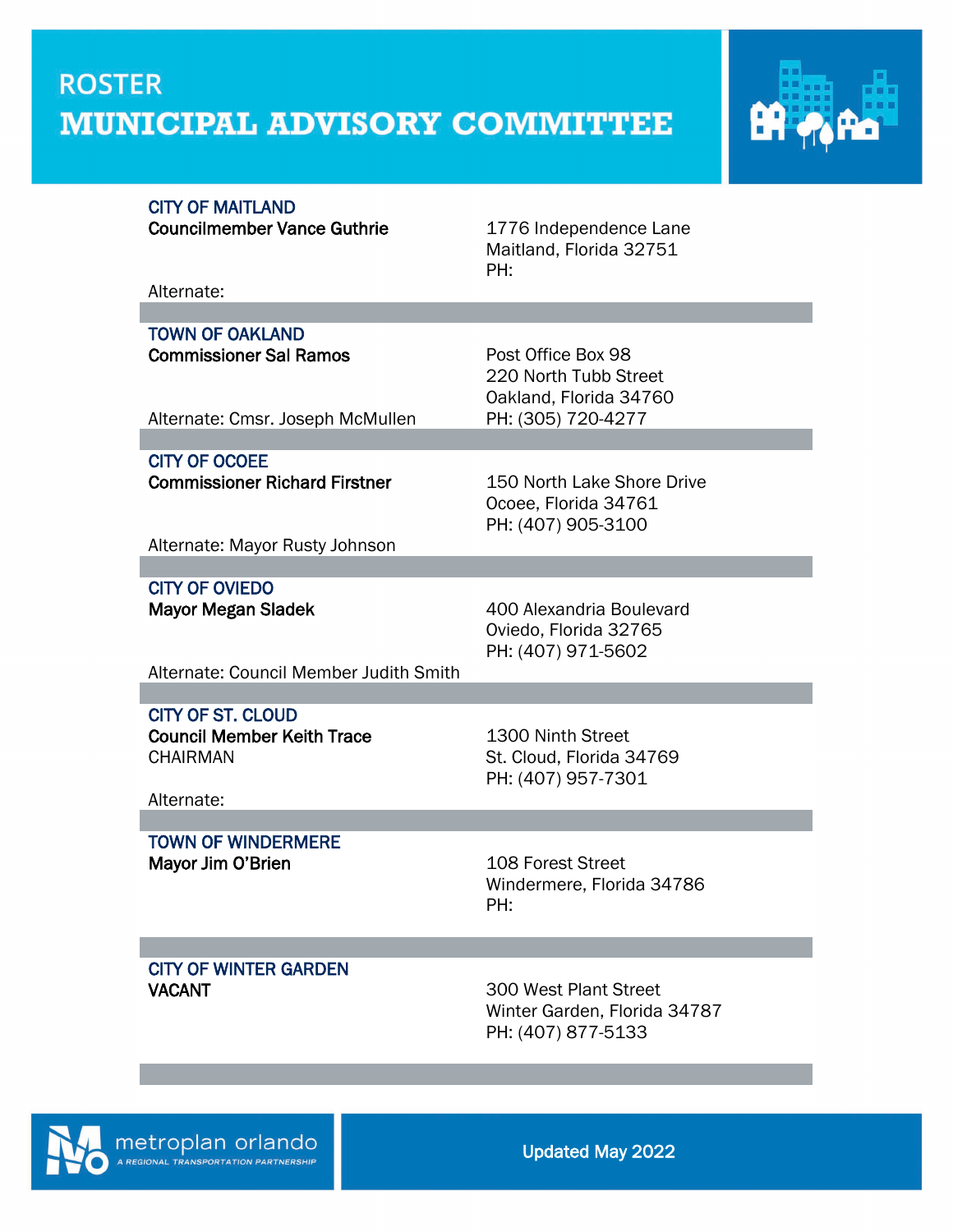# ROSTER

# MUNICIPAL ADVISORY COMMITTEE

| | |
|---|---|
| **CITY OF MAITLAND**<br>**Councilmember Vance Guthrie**<br><br>Alternate: | 1776 Independence Lane<br>Maitland, Florida 32751<br>PH: |
| **TOWN OF OAKLAND**<br>**Commissioner Sal Ramos**<br><br>Alternate: Cmsr. Joseph McMullen | Post Office Box 98<br>220 North Tubb Street<br>Oakland, Florida 34760<br>PH: (305) 720-4277 |
| **CITY OF OCOEE**<br>**Commissioner Richard Firstner**<br><br>Alternate: Mayor Rusty Johnson | 150 North Lake Shore Drive<br>Ocoee, Florida 34761<br>PH: (407) 905-3100 |
| **CITY OF OVIEDO**<br>**Mayor Megan Sladek**<br><br>Alternate: Council Member Judith Smith | 400 Alexandria Boulevard<br>Oviedo, Florida 32765<br>PH: (407) 971-5602 |
| **CITY OF ST. CLOUD**<br>**Council Member Keith Trace**<br>CHAIRMAN<br><br>Alternate: | 1300 Ninth Street<br>St. Cloud, Florida 34769<br>PH: (407) 957-7301 |
| **TOWN OF WINDERMERE**<br>**Mayor Jim O'Brien** | 108 Forest Street<br>Windermere, Florida 34786<br>PH: |
| **CITY OF WINTER GARDEN**<br>**VACANT** | 300 West Plant Street<br>Winter Garden, Florida 34787<br>PH: (407) 877-5133 |

metroplan orlando
A REGIONAL TRANSPORTATION PARTNERSHIP

**Updated May 2022**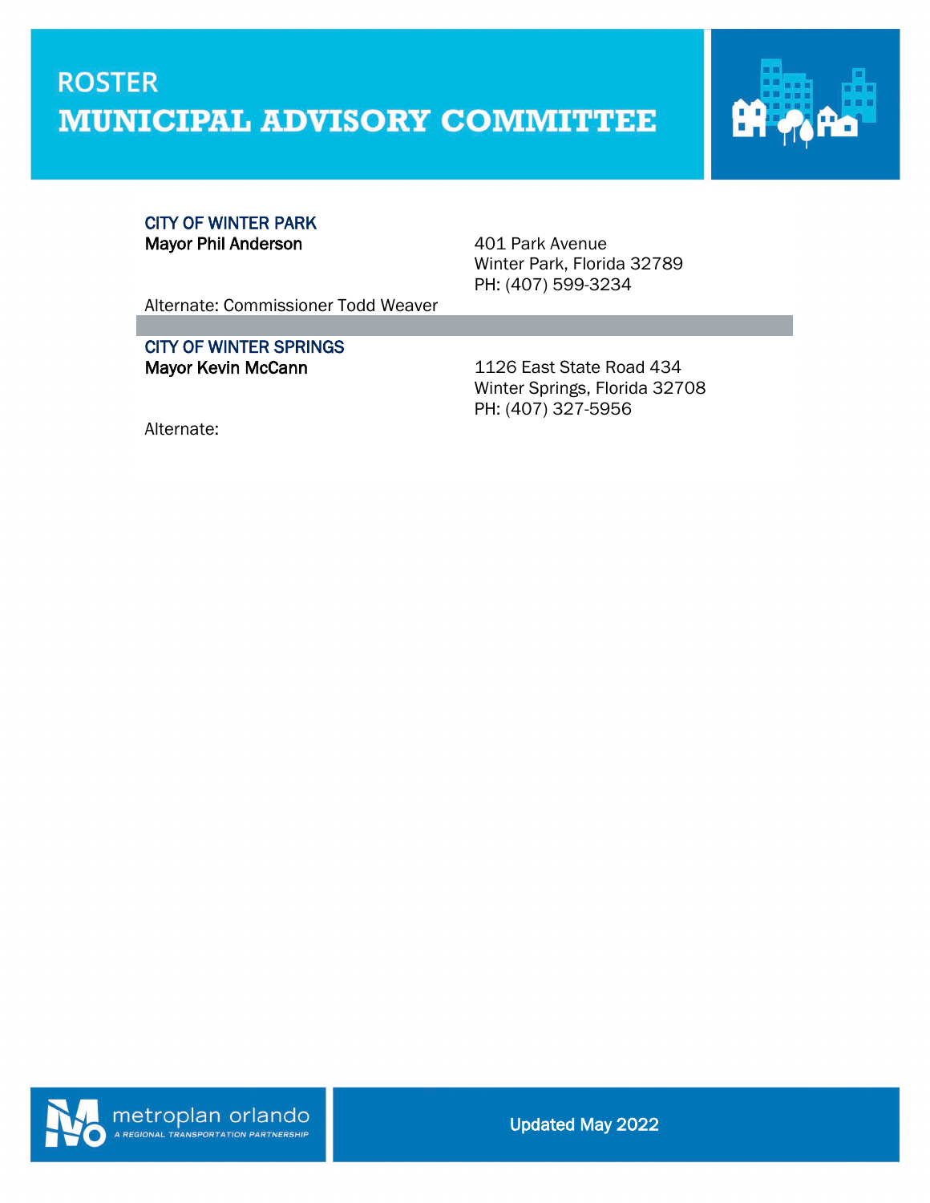# ROSTER

# MUNICIPAL ADVISORY COMMITTEE

**CITY OF WINTER PARK**

**Mayor Phil Anderson**

401 Park Avenue
Winter Park, Florida 32789
PH: (407) 599-3234

Alternate: Commissioner Todd Weaver

---

**CITY OF WINTER SPRINGS**

**Mayor Kevin McCann**

1126 East State Road 434
Winter Springs, Florida 32708
PH: (407) 327-5956

Alternate:

metroplan orlando
A REGIONAL TRANSPORTATION PARTNERSHIP

Updated May 2022